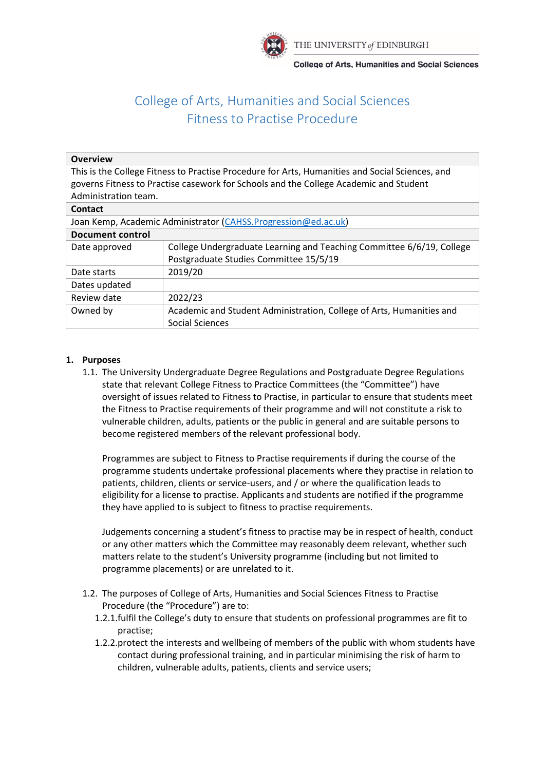THE UNIVERSITY *of* EDINBURGH

College of Arts, Humanities and Social Sciences

# College of Arts, Humanities and Social Sciences Fitness to Practise Procedure

| **Overview** | |
|---|---|
| This is the College Fitness to Practise Procedure for Arts, Humanities and Social Sciences, and governs Fitness to Practise casework for Schools and the College Academic and Student Administration team. | |
| **Contact** | |
| Joan Kemp, Academic Administrator (CAHSS.Progression@ed.ac.uk) | |
| **Document control** | |
| Date approved | College Undergraduate Learning and Teaching Committee 6/6/19, College Postgraduate Studies Committee 15/5/19 |
| Date starts | 2019/20 |
| Dates updated | |
| Review date | 2022/23 |
| Owned by | Academic and Student Administration, College of Arts, Humanities and Social Sciences |

## 1. Purposes

1.1. The University Undergraduate Degree Regulations and Postgraduate Degree Regulations state that relevant College Fitness to Practice Committees (the "Committee") have oversight of issues related to Fitness to Practise, in particular to ensure that students meet the Fitness to Practise requirements of their programme and will not constitute a risk to vulnerable children, adults, patients or the public in general and are suitable persons to become registered members of the relevant professional body.

Programmes are subject to Fitness to Practise requirements if during the course of the programme students undertake professional placements where they practise in relation to patients, children, clients or service-users, and / or where the qualification leads to eligibility for a license to practise. Applicants and students are notified if the programme they have applied to is subject to fitness to practise requirements.

Judgements concerning a student's fitness to practise may be in respect of health, conduct or any other matters which the Committee may reasonably deem relevant, whether such matters relate to the student's University programme (including but not limited to programme placements) or are unrelated to it.

1.2. The purposes of College of Arts, Humanities and Social Sciences Fitness to Practise Procedure (the "Procedure") are to:

1.2.1. fulfil the College's duty to ensure that students on professional programmes are fit to practise;

1.2.2. protect the interests and wellbeing of members of the public with whom students have contact during professional training, and in particular minimising the risk of harm to children, vulnerable adults, patients, clients and service users;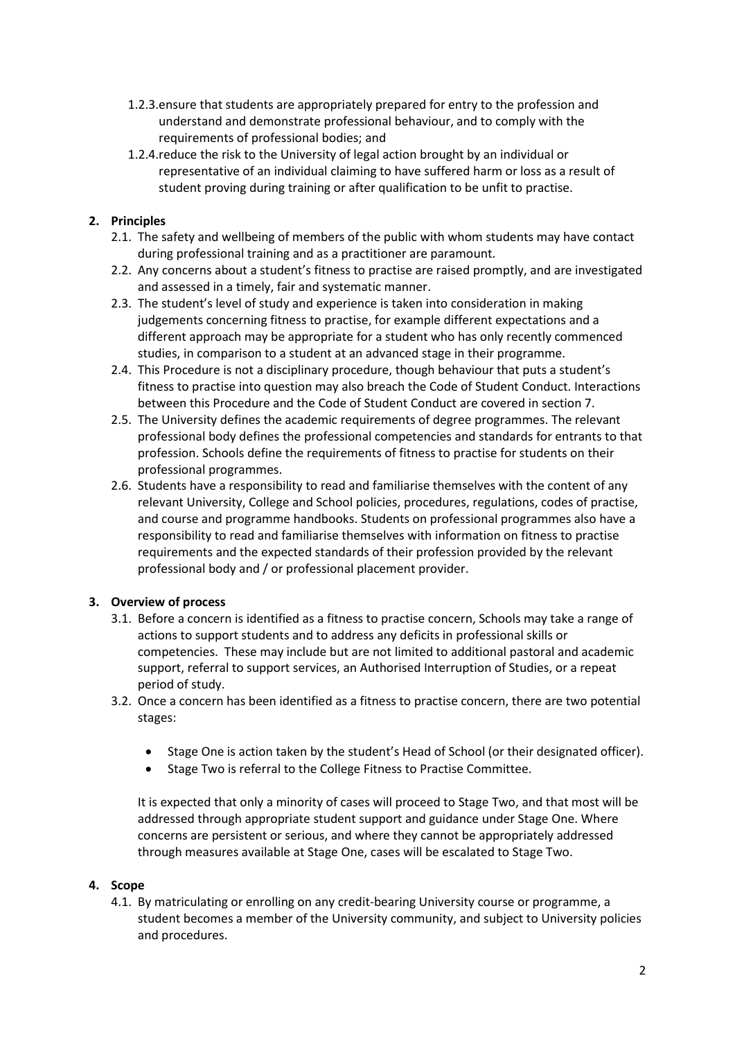1.2.3. ensure that students are appropriately prepared for entry to the profession and understand and demonstrate professional behaviour, and to comply with the requirements of professional bodies; and

1.2.4. reduce the risk to the University of legal action brought by an individual or representative of an individual claiming to have suffered harm or loss as a result of student proving during training or after qualification to be unfit to practise.

## 2. Principles

2.1. The safety and wellbeing of members of the public with whom students may have contact during professional training and as a practitioner are paramount.

2.2. Any concerns about a student's fitness to practise are raised promptly, and are investigated and assessed in a timely, fair and systematic manner.

2.3. The student's level of study and experience is taken into consideration in making judgements concerning fitness to practise, for example different expectations and a different approach may be appropriate for a student who has only recently commenced studies, in comparison to a student at an advanced stage in their programme.

2.4. This Procedure is not a disciplinary procedure, though behaviour that puts a student's fitness to practise into question may also breach the Code of Student Conduct. Interactions between this Procedure and the Code of Student Conduct are covered in section 7.

2.5. The University defines the academic requirements of degree programmes. The relevant professional body defines the professional competencies and standards for entrants to that profession. Schools define the requirements of fitness to practise for students on their professional programmes.

2.6. Students have a responsibility to read and familiarise themselves with the content of any relevant University, College and School policies, procedures, regulations, codes of practise, and course and programme handbooks. Students on professional programmes also have a responsibility to read and familiarise themselves with information on fitness to practise requirements and the expected standards of their profession provided by the relevant professional body and / or professional placement provider.

## 3. Overview of process

3.1. Before a concern is identified as a fitness to practise concern, Schools may take a range of actions to support students and to address any deficits in professional skills or competencies. These may include but are not limited to additional pastoral and academic support, referral to support services, an Authorised Interruption of Studies, or a repeat period of study.

3.2. Once a concern has been identified as a fitness to practise concern, there are two potential stages:

- Stage One is action taken by the student's Head of School (or their designated officer).
- Stage Two is referral to the College Fitness to Practise Committee.

It is expected that only a minority of cases will proceed to Stage Two, and that most will be addressed through appropriate student support and guidance under Stage One. Where concerns are persistent or serious, and where they cannot be appropriately addressed through measures available at Stage One, cases will be escalated to Stage Two.

## 4. Scope

4.1. By matriculating or enrolling on any credit-bearing University course or programme, a student becomes a member of the University community, and subject to University policies and procedures.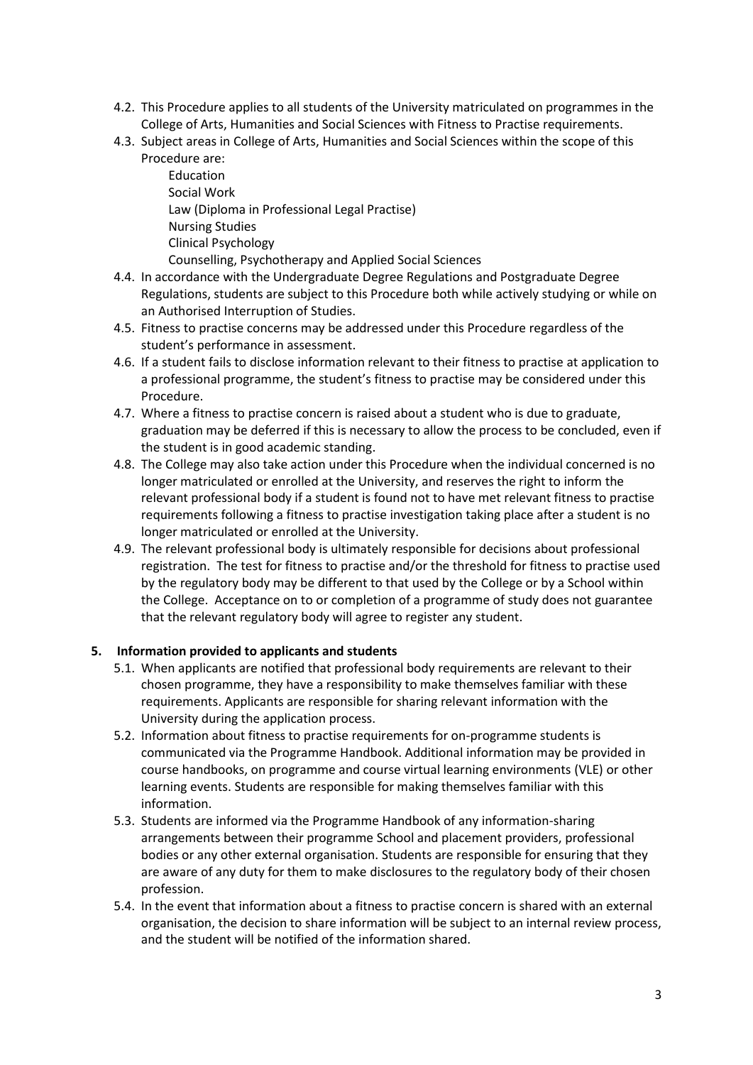4.2. This Procedure applies to all students of the University matriculated on programmes in the College of Arts, Humanities and Social Sciences with Fitness to Practise requirements.

4.3. Subject areas in College of Arts, Humanities and Social Sciences within the scope of this Procedure are:

   - Education
   - Social Work
   - Law (Diploma in Professional Legal Practise)
   - Nursing Studies
   - Clinical Psychology
   - Counselling, Psychotherapy and Applied Social Sciences

4.4. In accordance with the Undergraduate Degree Regulations and Postgraduate Degree Regulations, students are subject to this Procedure both while actively studying or while on an Authorised Interruption of Studies.

4.5. Fitness to practise concerns may be addressed under this Procedure regardless of the student's performance in assessment.

4.6. If a student fails to disclose information relevant to their fitness to practise at application to a professional programme, the student's fitness to practise may be considered under this Procedure.

4.7. Where a fitness to practise concern is raised about a student who is due to graduate, graduation may be deferred if this is necessary to allow the process to be concluded, even if the student is in good academic standing.

4.8. The College may also take action under this Procedure when the individual concerned is no longer matriculated or enrolled at the University, and reserves the right to inform the relevant professional body if a student is found not to have met relevant fitness to practise requirements following a fitness to practise investigation taking place after a student is no longer matriculated or enrolled at the University.

4.9. The relevant professional body is ultimately responsible for decisions about professional registration. The test for fitness to practise and/or the threshold for fitness to practise used by the regulatory body may be different to that used by the College or by a School within the College. Acceptance on to or completion of a programme of study does not guarantee that the relevant regulatory body will agree to register any student.

## 5. Information provided to applicants and students

5.1. When applicants are notified that professional body requirements are relevant to their chosen programme, they have a responsibility to make themselves familiar with these requirements. Applicants are responsible for sharing relevant information with the University during the application process.

5.2. Information about fitness to practise requirements for on-programme students is communicated via the Programme Handbook. Additional information may be provided in course handbooks, on programme and course virtual learning environments (VLE) or other learning events. Students are responsible for making themselves familiar with this information.

5.3. Students are informed via the Programme Handbook of any information-sharing arrangements between their programme School and placement providers, professional bodies or any other external organisation. Students are responsible for ensuring that they are aware of any duty for them to make disclosures to the regulatory body of their chosen profession.

5.4. In the event that information about a fitness to practise concern is shared with an external organisation, the decision to share information will be subject to an internal review process, and the student will be notified of the information shared.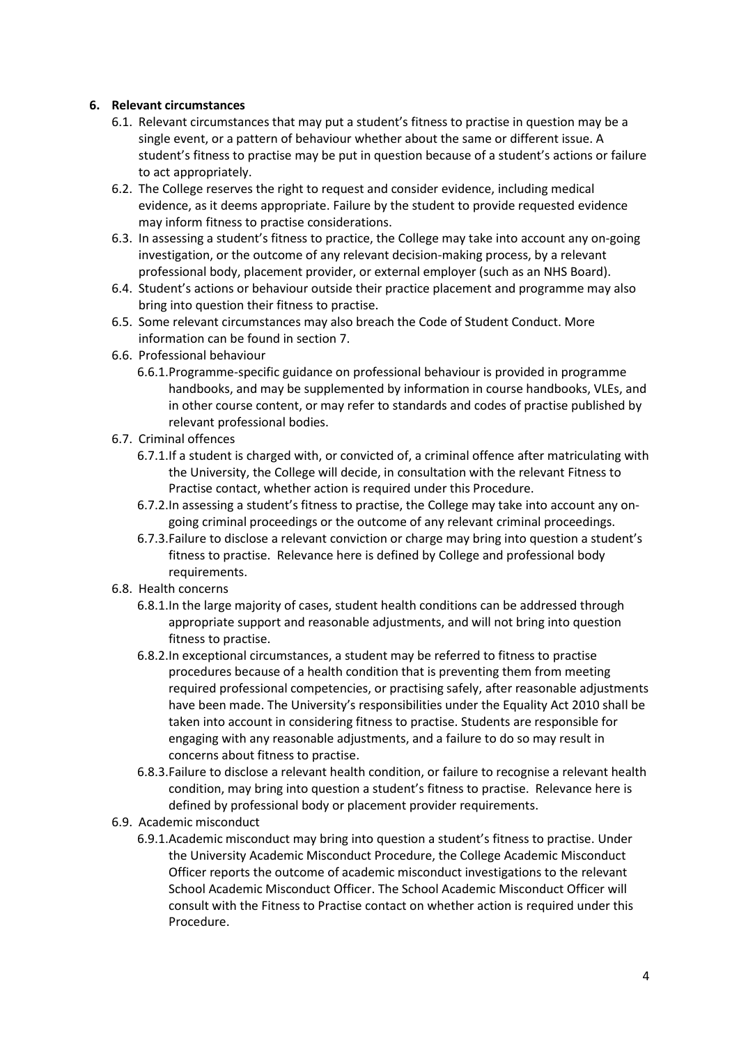## 6. Relevant circumstances

6.1. Relevant circumstances that may put a student's fitness to practise in question may be a single event, or a pattern of behaviour whether about the same or different issue. A student's fitness to practise may be put in question because of a student's actions or failure to act appropriately.

6.2. The College reserves the right to request and consider evidence, including medical evidence, as it deems appropriate. Failure by the student to provide requested evidence may inform fitness to practise considerations.

6.3. In assessing a student's fitness to practice, the College may take into account any on-going investigation, or the outcome of any relevant decision-making process, by a relevant professional body, placement provider, or external employer (such as an NHS Board).

6.4. Student's actions or behaviour outside their practice placement and programme may also bring into question their fitness to practise.

6.5. Some relevant circumstances may also breach the Code of Student Conduct. More information can be found in section 7.

6.6. Professional behaviour

6.6.1. Programme-specific guidance on professional behaviour is provided in programme handbooks, and may be supplemented by information in course handbooks, VLEs, and in other course content, or may refer to standards and codes of practise published by relevant professional bodies.

6.7. Criminal offences

6.7.1. If a student is charged with, or convicted of, a criminal offence after matriculating with the University, the College will decide, in consultation with the relevant Fitness to Practise contact, whether action is required under this Procedure.

6.7.2. In assessing a student's fitness to practise, the College may take into account any on-going criminal proceedings or the outcome of any relevant criminal proceedings.

6.7.3. Failure to disclose a relevant conviction or charge may bring into question a student's fitness to practise. Relevance here is defined by College and professional body requirements.

6.8. Health concerns

6.8.1. In the large majority of cases, student health conditions can be addressed through appropriate support and reasonable adjustments, and will not bring into question fitness to practise.

6.8.2. In exceptional circumstances, a student may be referred to fitness to practise procedures because of a health condition that is preventing them from meeting required professional competencies, or practising safely, after reasonable adjustments have been made. The University's responsibilities under the Equality Act 2010 shall be taken into account in considering fitness to practise. Students are responsible for engaging with any reasonable adjustments, and a failure to do so may result in concerns about fitness to practise.

6.8.3. Failure to disclose a relevant health condition, or failure to recognise a relevant health condition, may bring into question a student's fitness to practise. Relevance here is defined by professional body or placement provider requirements.

6.9. Academic misconduct

6.9.1. Academic misconduct may bring into question a student's fitness to practise. Under the University Academic Misconduct Procedure, the College Academic Misconduct Officer reports the outcome of academic misconduct investigations to the relevant School Academic Misconduct Officer. The School Academic Misconduct Officer will consult with the Fitness to Practise contact on whether action is required under this Procedure.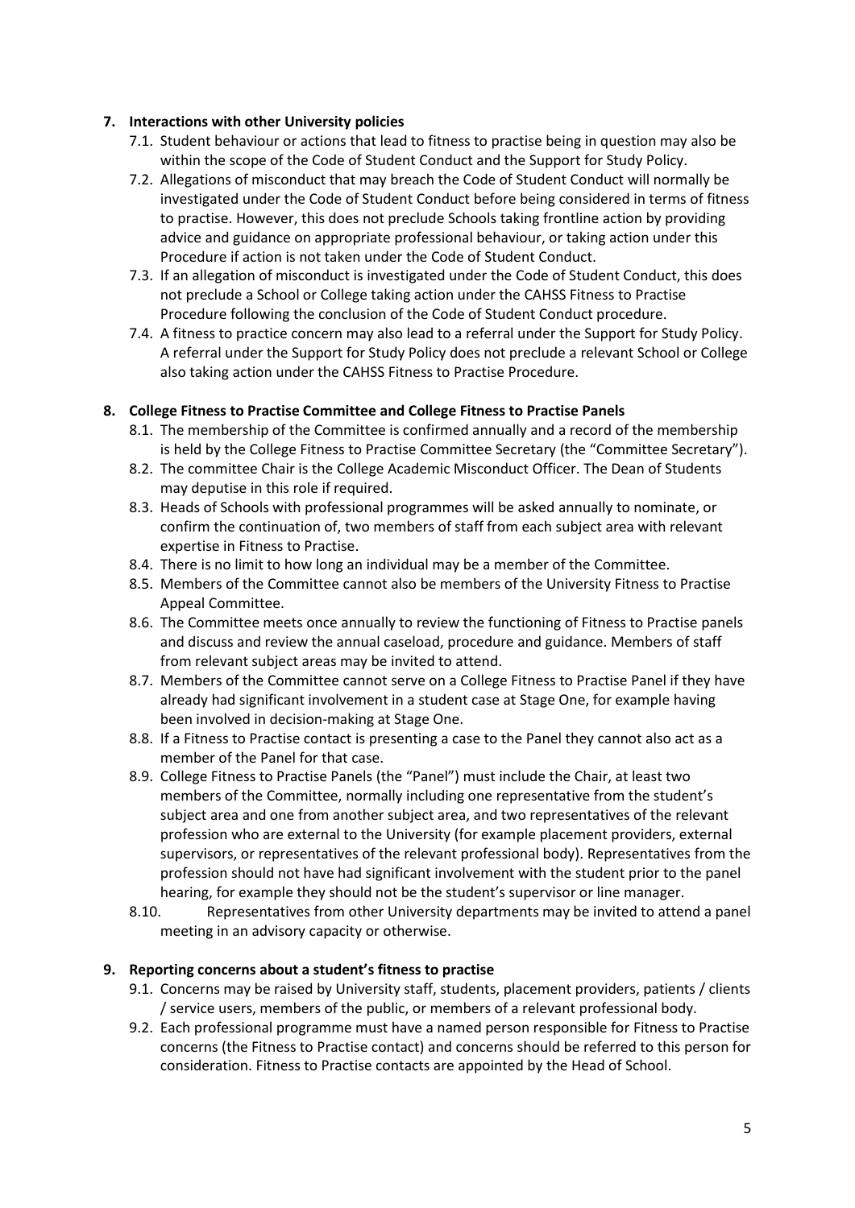## 7. Interactions with other University policies

7.1. Student behaviour or actions that lead to fitness to practise being in question may also be within the scope of the Code of Student Conduct and the Support for Study Policy.

7.2. Allegations of misconduct that may breach the Code of Student Conduct will normally be investigated under the Code of Student Conduct before being considered in terms of fitness to practise. However, this does not preclude Schools taking frontline action by providing advice and guidance on appropriate professional behaviour, or taking action under this Procedure if action is not taken under the Code of Student Conduct.

7.3. If an allegation of misconduct is investigated under the Code of Student Conduct, this does not preclude a School or College taking action under the CAHSS Fitness to Practise Procedure following the conclusion of the Code of Student Conduct procedure.

7.4. A fitness to practice concern may also lead to a referral under the Support for Study Policy. A referral under the Support for Study Policy does not preclude a relevant School or College also taking action under the CAHSS Fitness to Practise Procedure.

## 8. College Fitness to Practise Committee and College Fitness to Practise Panels

8.1. The membership of the Committee is confirmed annually and a record of the membership is held by the College Fitness to Practise Committee Secretary (the "Committee Secretary").

8.2. The committee Chair is the College Academic Misconduct Officer. The Dean of Students may deputise in this role if required.

8.3. Heads of Schools with professional programmes will be asked annually to nominate, or confirm the continuation of, two members of staff from each subject area with relevant expertise in Fitness to Practise.

8.4. There is no limit to how long an individual may be a member of the Committee.

8.5. Members of the Committee cannot also be members of the University Fitness to Practise Appeal Committee.

8.6. The Committee meets once annually to review the functioning of Fitness to Practise panels and discuss and review the annual caseload, procedure and guidance. Members of staff from relevant subject areas may be invited to attend.

8.7. Members of the Committee cannot serve on a College Fitness to Practise Panel if they have already had significant involvement in a student case at Stage One, for example having been involved in decision-making at Stage One.

8.8. If a Fitness to Practise contact is presenting a case to the Panel they cannot also act as a member of the Panel for that case.

8.9. College Fitness to Practise Panels (the "Panel") must include the Chair, at least two members of the Committee, normally including one representative from the student's subject area and one from another subject area, and two representatives of the relevant profession who are external to the University (for example placement providers, external supervisors, or representatives of the relevant professional body). Representatives from the profession should not have had significant involvement with the student prior to the panel hearing, for example they should not be the student's supervisor or line manager.

8.10. Representatives from other University departments may be invited to attend a panel meeting in an advisory capacity or otherwise.

## 9. Reporting concerns about a student's fitness to practise

9.1. Concerns may be raised by University staff, students, placement providers, patients / clients / service users, members of the public, or members of a relevant professional body.

9.2. Each professional programme must have a named person responsible for Fitness to Practise concerns (the Fitness to Practise contact) and concerns should be referred to this person for consideration. Fitness to Practise contacts are appointed by the Head of School.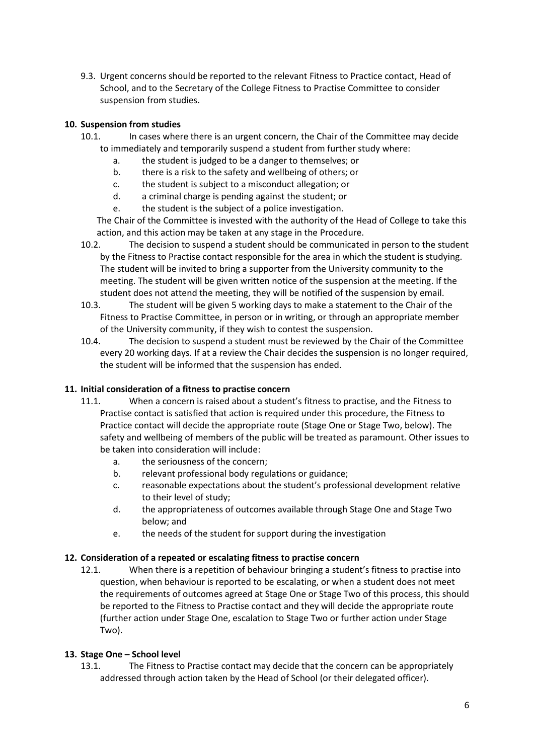9.3. Urgent concerns should be reported to the relevant Fitness to Practice contact, Head of School, and to the Secretary of the College Fitness to Practise Committee to consider suspension from studies.

## 10. Suspension from studies

10.1. In cases where there is an urgent concern, the Chair of the Committee may decide to immediately and temporarily suspend a student from further study where:

- a. the student is judged to be a danger to themselves; or
- b. there is a risk to the safety and wellbeing of others; or
- c. the student is subject to a misconduct allegation; or
- d. a criminal charge is pending against the student; or
- e. the student is the subject of a police investigation.

The Chair of the Committee is invested with the authority of the Head of College to take this action, and this action may be taken at any stage in the Procedure.

10.2. The decision to suspend a student should be communicated in person to the student by the Fitness to Practise contact responsible for the area in which the student is studying. The student will be invited to bring a supporter from the University community to the meeting. The student will be given written notice of the suspension at the meeting. If the student does not attend the meeting, they will be notified of the suspension by email.

10.3. The student will be given 5 working days to make a statement to the Chair of the Fitness to Practise Committee, in person or in writing, or through an appropriate member of the University community, if they wish to contest the suspension.

10.4. The decision to suspend a student must be reviewed by the Chair of the Committee every 20 working days. If at a review the Chair decides the suspension is no longer required, the student will be informed that the suspension has ended.

## 11. Initial consideration of a fitness to practise concern

11.1. When a concern is raised about a student's fitness to practise, and the Fitness to Practise contact is satisfied that action is required under this procedure, the Fitness to Practice contact will decide the appropriate route (Stage One or Stage Two, below). The safety and wellbeing of members of the public will be treated as paramount. Other issues to be taken into consideration will include:

- a. the seriousness of the concern;
- b. relevant professional body regulations or guidance;
- c. reasonable expectations about the student's professional development relative to their level of study;
- d. the appropriateness of outcomes available through Stage One and Stage Two below; and
- e. the needs of the student for support during the investigation

## 12. Consideration of a repeated or escalating fitness to practise concern

12.1. When there is a repetition of behaviour bringing a student's fitness to practise into question, when behaviour is reported to be escalating, or when a student does not meet the requirements of outcomes agreed at Stage One or Stage Two of this process, this should be reported to the Fitness to Practise contact and they will decide the appropriate route (further action under Stage One, escalation to Stage Two or further action under Stage Two).

## 13. Stage One – School level

13.1. The Fitness to Practise contact may decide that the concern can be appropriately addressed through action taken by the Head of School (or their delegated officer).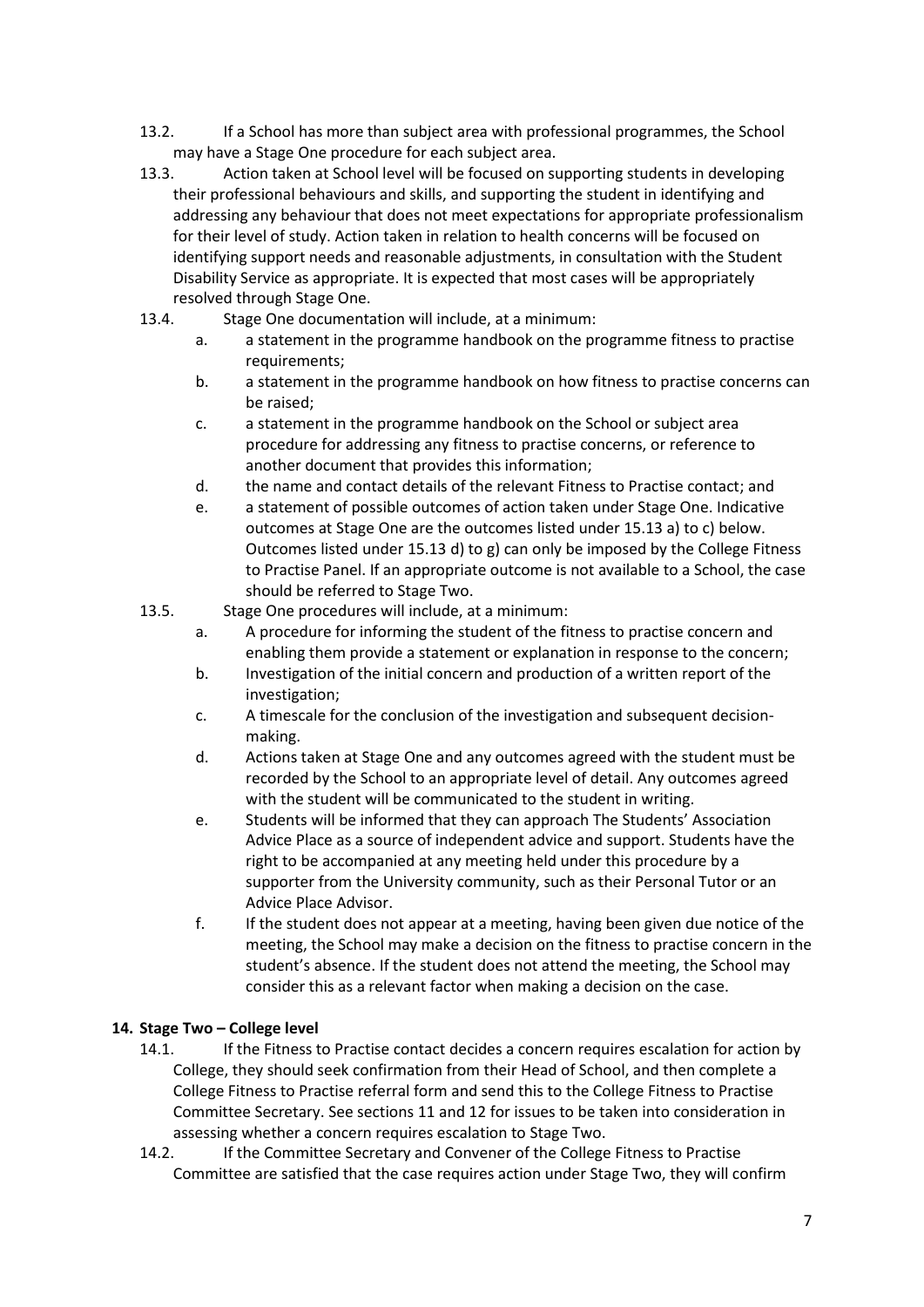13.2. If a School has more than subject area with professional programmes, the School may have a Stage One procedure for each subject area.

13.3. Action taken at School level will be focused on supporting students in developing their professional behaviours and skills, and supporting the student in identifying and addressing any behaviour that does not meet expectations for appropriate professionalism for their level of study. Action taken in relation to health concerns will be focused on identifying support needs and reasonable adjustments, in consultation with the Student Disability Service as appropriate. It is expected that most cases will be appropriately resolved through Stage One.

13.4. Stage One documentation will include, at a minimum:

- a. a statement in the programme handbook on the programme fitness to practise requirements;
- b. a statement in the programme handbook on how fitness to practise concerns can be raised;
- c. a statement in the programme handbook on the School or subject area procedure for addressing any fitness to practise concerns, or reference to another document that provides this information;
- d. the name and contact details of the relevant Fitness to Practise contact; and
- e. a statement of possible outcomes of action taken under Stage One. Indicative outcomes at Stage One are the outcomes listed under 15.13 a) to c) below. Outcomes listed under 15.13 d) to g) can only be imposed by the College Fitness to Practise Panel. If an appropriate outcome is not available to a School, the case should be referred to Stage Two.

13.5. Stage One procedures will include, at a minimum:

- a. A procedure for informing the student of the fitness to practise concern and enabling them provide a statement or explanation in response to the concern;
- b. Investigation of the initial concern and production of a written report of the investigation;
- c. A timescale for the conclusion of the investigation and subsequent decision-making.
- d. Actions taken at Stage One and any outcomes agreed with the student must be recorded by the School to an appropriate level of detail. Any outcomes agreed with the student will be communicated to the student in writing.
- e. Students will be informed that they can approach The Students' Association Advice Place as a source of independent advice and support. Students have the right to be accompanied at any meeting held under this procedure by a supporter from the University community, such as their Personal Tutor or an Advice Place Advisor.
- f. If the student does not appear at a meeting, having been given due notice of the meeting, the School may make a decision on the fitness to practise concern in the student's absence. If the student does not attend the meeting, the School may consider this as a relevant factor when making a decision on the case.

## 14. Stage Two – College level

14.1. If the Fitness to Practise contact decides a concern requires escalation for action by College, they should seek confirmation from their Head of School, and then complete a College Fitness to Practise referral form and send this to the College Fitness to Practise Committee Secretary. See sections 11 and 12 for issues to be taken into consideration in assessing whether a concern requires escalation to Stage Two.

14.2. If the Committee Secretary and Convener of the College Fitness to Practise Committee are satisfied that the case requires action under Stage Two, they will confirm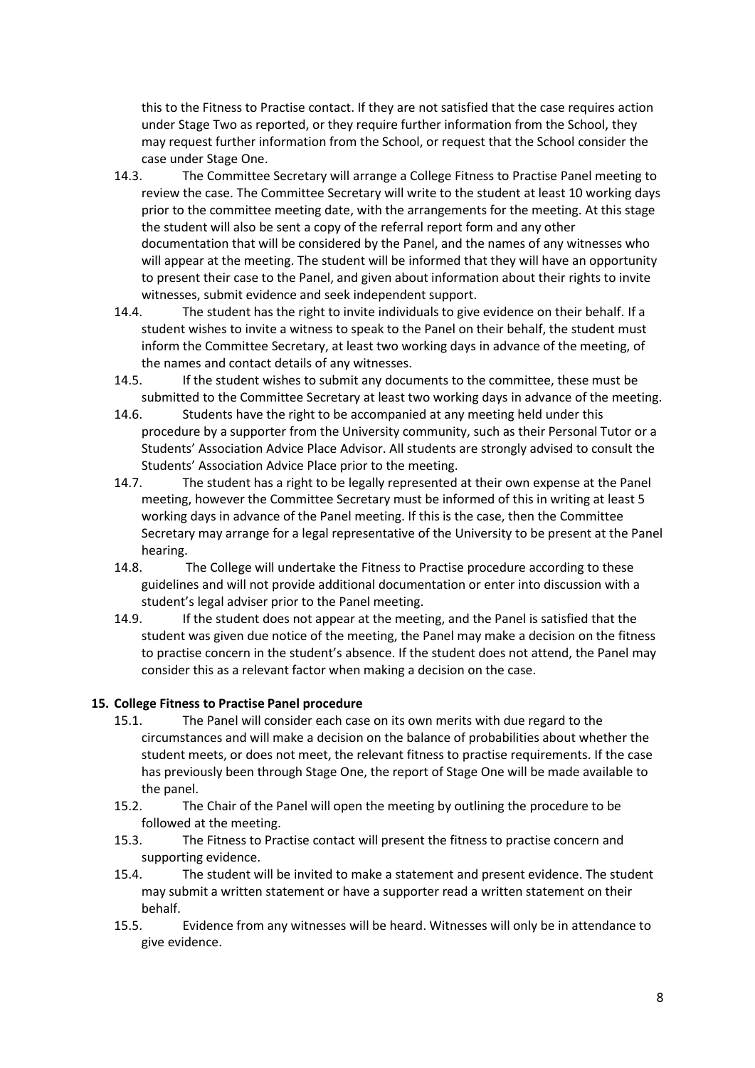this to the Fitness to Practise contact. If they are not satisfied that the case requires action under Stage Two as reported, or they require further information from the School, they may request further information from the School, or request that the School consider the case under Stage One.

14.3. The Committee Secretary will arrange a College Fitness to Practise Panel meeting to review the case. The Committee Secretary will write to the student at least 10 working days prior to the committee meeting date, with the arrangements for the meeting. At this stage the student will also be sent a copy of the referral report form and any other documentation that will be considered by the Panel, and the names of any witnesses who will appear at the meeting. The student will be informed that they will have an opportunity to present their case to the Panel, and given about information about their rights to invite witnesses, submit evidence and seek independent support.

14.4. The student has the right to invite individuals to give evidence on their behalf. If a student wishes to invite a witness to speak to the Panel on their behalf, the student must inform the Committee Secretary, at least two working days in advance of the meeting, of the names and contact details of any witnesses.

14.5. If the student wishes to submit any documents to the committee, these must be submitted to the Committee Secretary at least two working days in advance of the meeting.

14.6. Students have the right to be accompanied at any meeting held under this procedure by a supporter from the University community, such as their Personal Tutor or a Students' Association Advice Place Advisor. All students are strongly advised to consult the Students' Association Advice Place prior to the meeting.

14.7. The student has a right to be legally represented at their own expense at the Panel meeting, however the Committee Secretary must be informed of this in writing at least 5 working days in advance of the Panel meeting. If this is the case, then the Committee Secretary may arrange for a legal representative of the University to be present at the Panel hearing.

14.8. The College will undertake the Fitness to Practise procedure according to these guidelines and will not provide additional documentation or enter into discussion with a student's legal adviser prior to the Panel meeting.

14.9. If the student does not appear at the meeting, and the Panel is satisfied that the student was given due notice of the meeting, the Panel may make a decision on the fitness to practise concern in the student's absence. If the student does not attend, the Panel may consider this as a relevant factor when making a decision on the case.

## 15. College Fitness to Practise Panel procedure

15.1. The Panel will consider each case on its own merits with due regard to the circumstances and will make a decision on the balance of probabilities about whether the student meets, or does not meet, the relevant fitness to practise requirements. If the case has previously been through Stage One, the report of Stage One will be made available to the panel.

15.2. The Chair of the Panel will open the meeting by outlining the procedure to be followed at the meeting.

15.3. The Fitness to Practise contact will present the fitness to practise concern and supporting evidence.

15.4. The student will be invited to make a statement and present evidence. The student may submit a written statement or have a supporter read a written statement on their behalf.

15.5. Evidence from any witnesses will be heard. Witnesses will only be in attendance to give evidence.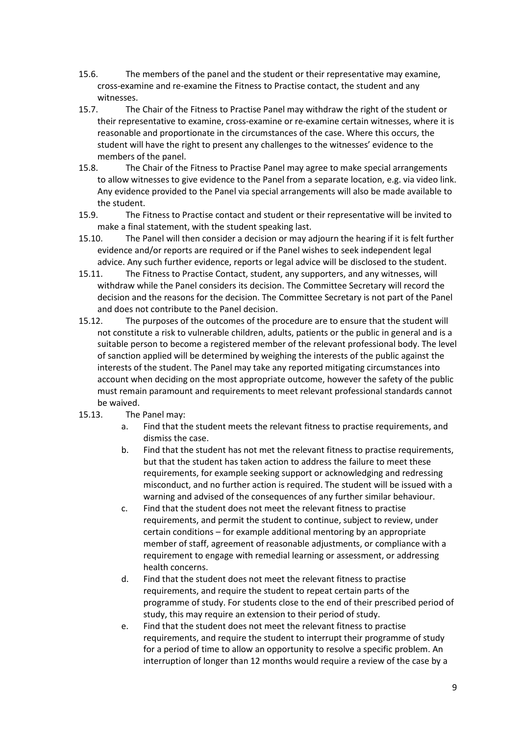15.6. The members of the panel and the student or their representative may examine, cross-examine and re-examine the Fitness to Practise contact, the student and any witnesses.

15.7. The Chair of the Fitness to Practise Panel may withdraw the right of the student or their representative to examine, cross-examine or re-examine certain witnesses, where it is reasonable and proportionate in the circumstances of the case. Where this occurs, the student will have the right to present any challenges to the witnesses' evidence to the members of the panel.

15.8. The Chair of the Fitness to Practise Panel may agree to make special arrangements to allow witnesses to give evidence to the Panel from a separate location, e.g. via video link. Any evidence provided to the Panel via special arrangements will also be made available to the student.

15.9. The Fitness to Practise contact and student or their representative will be invited to make a final statement, with the student speaking last.

15.10. The Panel will then consider a decision or may adjourn the hearing if it is felt further evidence and/or reports are required or if the Panel wishes to seek independent legal advice. Any such further evidence, reports or legal advice will be disclosed to the student.

15.11. The Fitness to Practise Contact, student, any supporters, and any witnesses, will withdraw while the Panel considers its decision. The Committee Secretary will record the decision and the reasons for the decision. The Committee Secretary is not part of the Panel and does not contribute to the Panel decision.

15.12. The purposes of the outcomes of the procedure are to ensure that the student will not constitute a risk to vulnerable children, adults, patients or the public in general and is a suitable person to become a registered member of the relevant professional body. The level of sanction applied will be determined by weighing the interests of the public against the interests of the student. The Panel may take any reported mitigating circumstances into account when deciding on the most appropriate outcome, however the safety of the public must remain paramount and requirements to meet relevant professional standards cannot be waived.

15.13. The Panel may:

a. Find that the student meets the relevant fitness to practise requirements, and dismiss the case.

b. Find that the student has not met the relevant fitness to practise requirements, but that the student has taken action to address the failure to meet these requirements, for example seeking support or acknowledging and redressing misconduct, and no further action is required. The student will be issued with a warning and advised of the consequences of any further similar behaviour.

c. Find that the student does not meet the relevant fitness to practise requirements, and permit the student to continue, subject to review, under certain conditions – for example additional mentoring by an appropriate member of staff, agreement of reasonable adjustments, or compliance with a requirement to engage with remedial learning or assessment, or addressing health concerns.

d. Find that the student does not meet the relevant fitness to practise requirements, and require the student to repeat certain parts of the programme of study. For students close to the end of their prescribed period of study, this may require an extension to their period of study.

e. Find that the student does not meet the relevant fitness to practise requirements, and require the student to interrupt their programme of study for a period of time to allow an opportunity to resolve a specific problem. An interruption of longer than 12 months would require a review of the case by a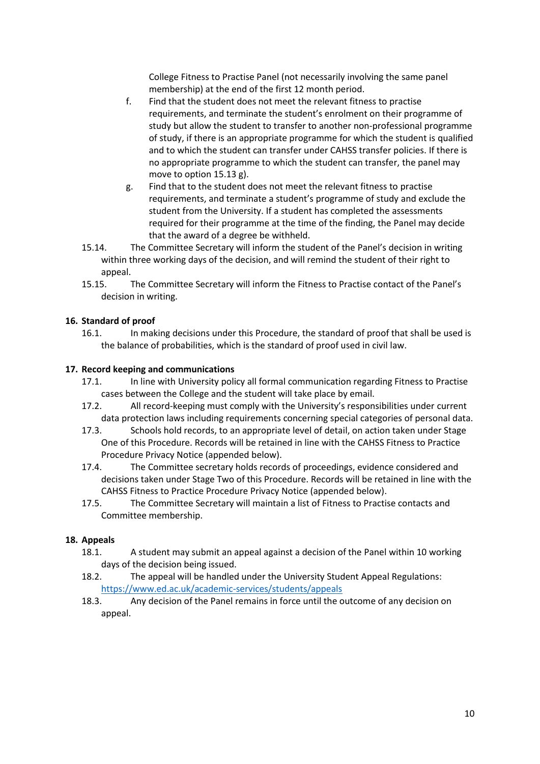College Fitness to Practise Panel (not necessarily involving the same panel membership) at the end of the first 12 month period.

f. Find that the student does not meet the relevant fitness to practise requirements, and terminate the student's enrolment on their programme of study but allow the student to transfer to another non-professional programme of study, if there is an appropriate programme for which the student is qualified and to which the student can transfer under CAHSS transfer policies. If there is no appropriate programme to which the student can transfer, the panel may move to option 15.13 g).

g. Find that to the student does not meet the relevant fitness to practise requirements, and terminate a student's programme of study and exclude the student from the University. If a student has completed the assessments required for their programme at the time of the finding, the Panel may decide that the award of a degree be withheld.

15.14. The Committee Secretary will inform the student of the Panel's decision in writing within three working days of the decision, and will remind the student of their right to appeal.

15.15. The Committee Secretary will inform the Fitness to Practise contact of the Panel's decision in writing.

## 16. Standard of proof

16.1. In making decisions under this Procedure, the standard of proof that shall be used is the balance of probabilities, which is the standard of proof used in civil law.

## 17. Record keeping and communications

17.1. In line with University policy all formal communication regarding Fitness to Practise cases between the College and the student will take place by email.

17.2. All record-keeping must comply with the University's responsibilities under current data protection laws including requirements concerning special categories of personal data.

17.3. Schools hold records, to an appropriate level of detail, on action taken under Stage One of this Procedure. Records will be retained in line with the CAHSS Fitness to Practice Procedure Privacy Notice (appended below).

17.4. The Committee secretary holds records of proceedings, evidence considered and decisions taken under Stage Two of this Procedure. Records will be retained in line with the CAHSS Fitness to Practice Procedure Privacy Notice (appended below).

17.5. The Committee Secretary will maintain a list of Fitness to Practise contacts and Committee membership.

## 18. Appeals

18.1. A student may submit an appeal against a decision of the Panel within 10 working days of the decision being issued.

18.2. The appeal will be handled under the University Student Appeal Regulations: https://www.ed.ac.uk/academic-services/students/appeals

18.3. Any decision of the Panel remains in force until the outcome of any decision on appeal.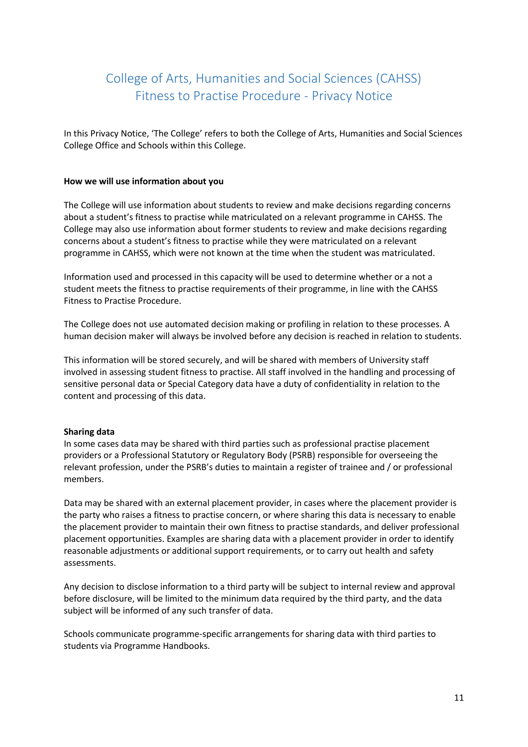# College of Arts, Humanities and Social Sciences (CAHSS) Fitness to Practise Procedure - Privacy Notice

In this Privacy Notice, 'The College' refers to both the College of Arts, Humanities and Social Sciences College Office and Schools within this College.

**How we will use information about you**

The College will use information about students to review and make decisions regarding concerns about a student's fitness to practise while matriculated on a relevant programme in CAHSS. The College may also use information about former students to review and make decisions regarding concerns about a student's fitness to practise while they were matriculated on a relevant programme in CAHSS, which were not known at the time when the student was matriculated.

Information used and processed in this capacity will be used to determine whether or a not a student meets the fitness to practise requirements of their programme, in line with the CAHSS Fitness to Practise Procedure.

The College does not use automated decision making or profiling in relation to these processes. A human decision maker will always be involved before any decision is reached in relation to students.

This information will be stored securely, and will be shared with members of University staff involved in assessing student fitness to practise. All staff involved in the handling and processing of sensitive personal data or Special Category data have a duty of confidentiality in relation to the content and processing of this data.

**Sharing data**

In some cases data may be shared with third parties such as professional practise placement providers or a Professional Statutory or Regulatory Body (PSRB) responsible for overseeing the relevant profession, under the PSRB's duties to maintain a register of trainee and / or professional members.

Data may be shared with an external placement provider, in cases where the placement provider is the party who raises a fitness to practise concern, or where sharing this data is necessary to enable the placement provider to maintain their own fitness to practise standards, and deliver professional placement opportunities. Examples are sharing data with a placement provider in order to identify reasonable adjustments or additional support requirements, or to carry out health and safety assessments.

Any decision to disclose information to a third party will be subject to internal review and approval before disclosure, will be limited to the minimum data required by the third party, and the data subject will be informed of any such transfer of data.

Schools communicate programme-specific arrangements for sharing data with third parties to students via Programme Handbooks.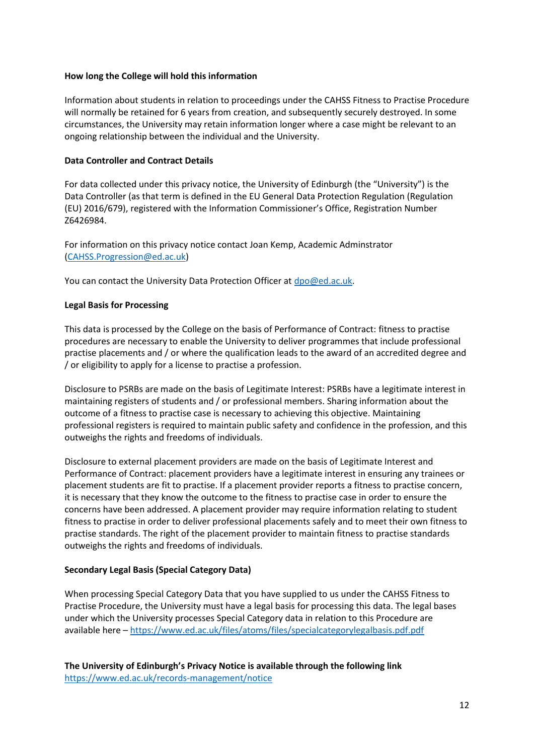**How long the College will hold this information**

Information about students in relation to proceedings under the CAHSS Fitness to Practise Procedure will normally be retained for 6 years from creation, and subsequently securely destroyed. In some circumstances, the University may retain information longer where a case might be relevant to an ongoing relationship between the individual and the University.

**Data Controller and Contract Details**

For data collected under this privacy notice, the University of Edinburgh (the "University") is the Data Controller (as that term is defined in the EU General Data Protection Regulation (Regulation (EU) 2016/679), registered with the Information Commissioner's Office, Registration Number Z6426984.

For information on this privacy notice contact Joan Kemp, Academic Adminstrator (CAHSS.Progression@ed.ac.uk)

You can contact the University Data Protection Officer at dpo@ed.ac.uk.

**Legal Basis for Processing**

This data is processed by the College on the basis of Performance of Contract: fitness to practise procedures are necessary to enable the University to deliver programmes that include professional practise placements and / or where the qualification leads to the award of an accredited degree and / or eligibility to apply for a license to practise a profession.

Disclosure to PSRBs are made on the basis of Legitimate Interest: PSRBs have a legitimate interest in maintaining registers of students and / or professional members. Sharing information about the outcome of a fitness to practise case is necessary to achieving this objective. Maintaining professional registers is required to maintain public safety and confidence in the profession, and this outweighs the rights and freedoms of individuals.

Disclosure to external placement providers are made on the basis of Legitimate Interest and Performance of Contract: placement providers have a legitimate interest in ensuring any trainees or placement students are fit to practise. If a placement provider reports a fitness to practise concern, it is necessary that they know the outcome to the fitness to practise case in order to ensure the concerns have been addressed. A placement provider may require information relating to student fitness to practise in order to deliver professional placements safely and to meet their own fitness to practise standards. The right of the placement provider to maintain fitness to practise standards outweighs the rights and freedoms of individuals.

**Secondary Legal Basis (Special Category Data)**

When processing Special Category Data that you have supplied to us under the CAHSS Fitness to Practise Procedure, the University must have a legal basis for processing this data. The legal bases under which the University processes Special Category data in relation to this Procedure are available here – https://www.ed.ac.uk/files/atoms/files/specialcategorylegalbasis.pdf.pdf

**The University of Edinburgh's Privacy Notice is available through the following link**
https://www.ed.ac.uk/records-management/notice